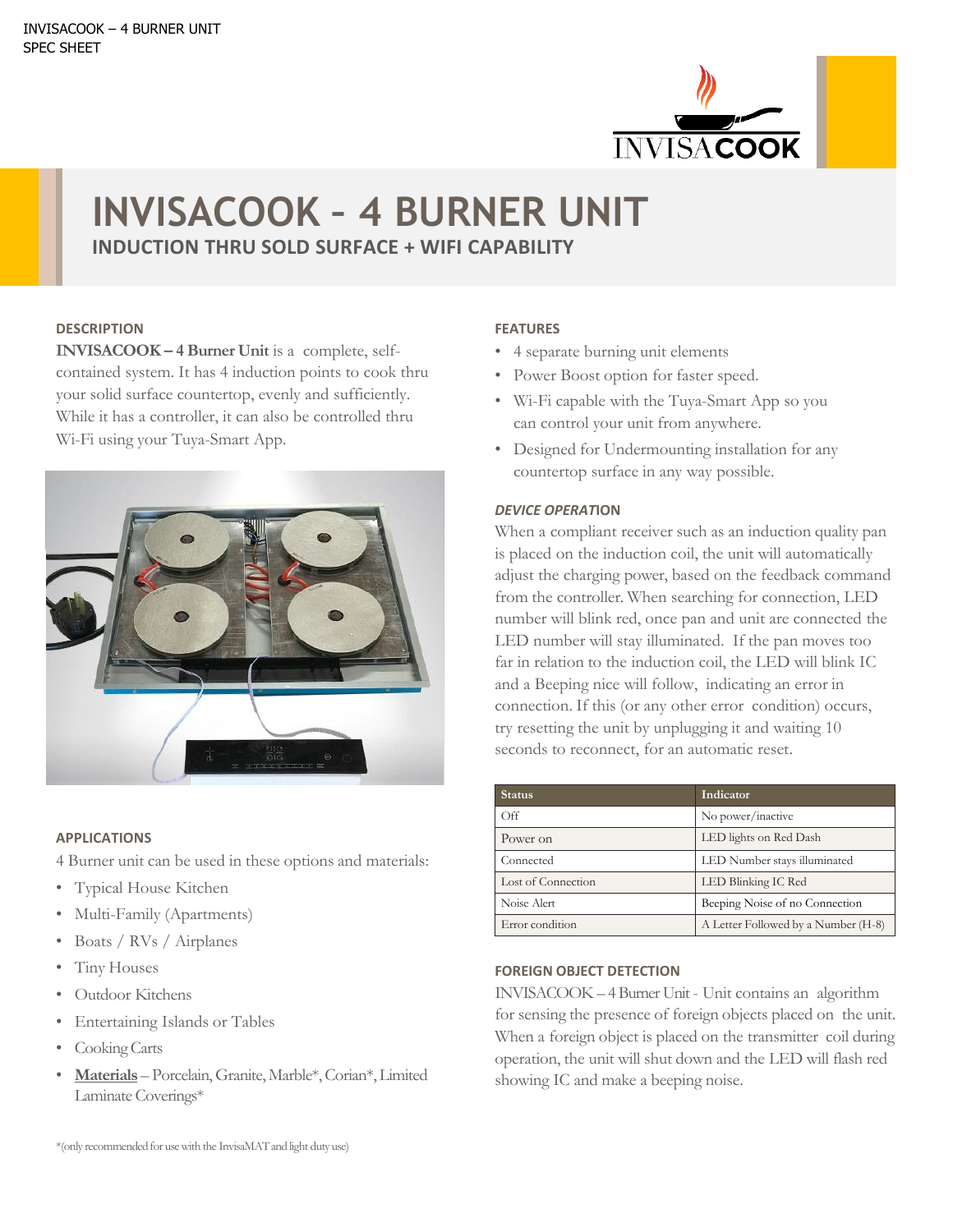INVISACOOK – 4 BURNER UNIT
SPEC SHEET

# INVISACOOK - 4 BURNER UNIT

## INDUCTION THRU SOLD SURFACE + WIFI CAPABILITY

### DESCRIPTION

**INVISACOOK – 4 Burner Unit** is a complete, self-contained system. It has 4 induction points to cook thru your solid surface countertop, evenly and sufficiently. While it has a controller, it can also be controlled thru Wi-Fi using your Tuya-Smart App.

### APPLICATIONS

4 Burner unit can be used in these options and materials:

- Typical House Kitchen
- Multi-Family (Apartments)
- Boats / RVs / Airplanes
- Tiny Houses
- Outdoor Kitchens
- Entertaining Islands or Tables
- Cooking Carts
- **Materials** – Porcelain, Granite, Marble*, Corian*, Limited Laminate Coverings*

*(only recommended for use with the InvisaMAT and light duty use)

### FEATURES

- 4 separate burning unit elements
- Power Boost option for faster speed.
- Wi-Fi capable with the Tuya-Smart App so you can control your unit from anywhere.
- Designed for Undermounting installation for any countertop surface in any way possible.

### *DEVICE OPERATION*

When a compliant receiver such as an induction quality pan is placed on the induction coil, the unit will automatically adjust the charging power, based on the feedback command from the controller. When searching for connection, LED number will blink red, once pan and unit are connected the LED number will stay illuminated. If the pan moves too far in relation to the induction coil, the LED will blink IC and a Beeping nice will follow, indicating an error in connection. If this (or any other error condition) occurs, try resetting the unit by unplugging it and waiting 10 seconds to reconnect, for an automatic reset.

| Status | Indicator |
|---|---|
| Off | No power/inactive |
| Power on | LED lights on Red Dash |
| Connected | LED Number stays illuminated |
| Lost of Connection | LED Blinking IC Red |
| Noise Alert | Beeping Noise of no Connection |
| Error condition | A Letter Followed by a Number (H-8) |

### FOREIGN OBJECT DETECTION

INVISACOOK – 4 Burner Unit - Unit contains an algorithm for sensing the presence of foreign objects placed on the unit. When a foreign object is placed on the transmitter coil during operation, the unit will shut down and the LED will flash red showing IC and make a beeping noise.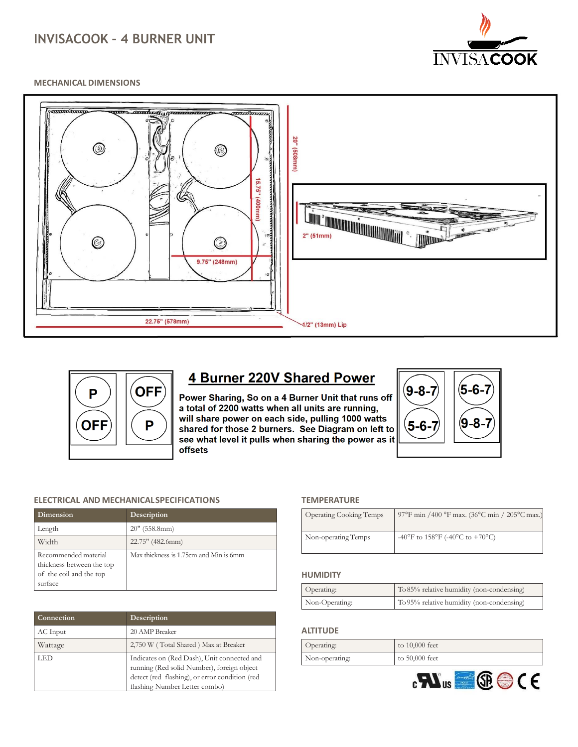# INVISACOOK – 4 BURNER UNIT

## MECHANICAL DIMENSIONS

20" (508mm)

15.75" (400mm)

9.75" (248mm)

22.75" (578mm)

2" (51mm)

1/2" (13mm) Lip

| P | OFF |
|---|---|
| OFF | P |

### 4 Burner 220V Shared Power

**Power Sharing, So on a 4 Burner Unit that runs off a total of 2200 watts when all units are running, will share power on each side, pulling 1000 watts shared for those 2 burners. See Diagram on left to see what level it pulls when sharing the power as it offsets**

| 9-8-7 | 5-6-7 |
|---|---|
| 5-6-7 | 9-8-7 |

## ELECTRICAL AND MECHANICAL SPECIFICATIONS

| Dimension | Description |
|---|---|
| Length | 20" (558.8mm) |
| Width | 22.75" (482.6mm) |
| Recommended material thickness between the top of the coil and the top surface | Max thickness is 1.75cm and Min is 6mm |

| Connection | Description |
|---|---|
| AC Input | 20 AMP Breaker |
| Wattage | 2,750 W ( Total Shared ) Max at Breaker |
| LED | Indicates on (Red Dash), Unit connected and running (Red solid Number), foreign object detect (red flashing), or error condition (red flashing Number Letter combo) |

## TEMPERATURE

| | |
|---|---|
| Operating Cooking Temps | 97°F min /400 °F max. (36°C min / 205°C max.) |
| Non-operating Temps | -40°F to 158°F (-40°C to +70°C) |

## HUMIDITY

| | |
|---|---|
| Operating: | To 85% relative humidity (non-condensing) |
| Non-Operating: | To 95% relative humidity (non-condensing) |

## ALTITUDE

| | |
|---|---|
| Operating: | to 10,000 feet |
| Non-operating: | to 50,000 feet |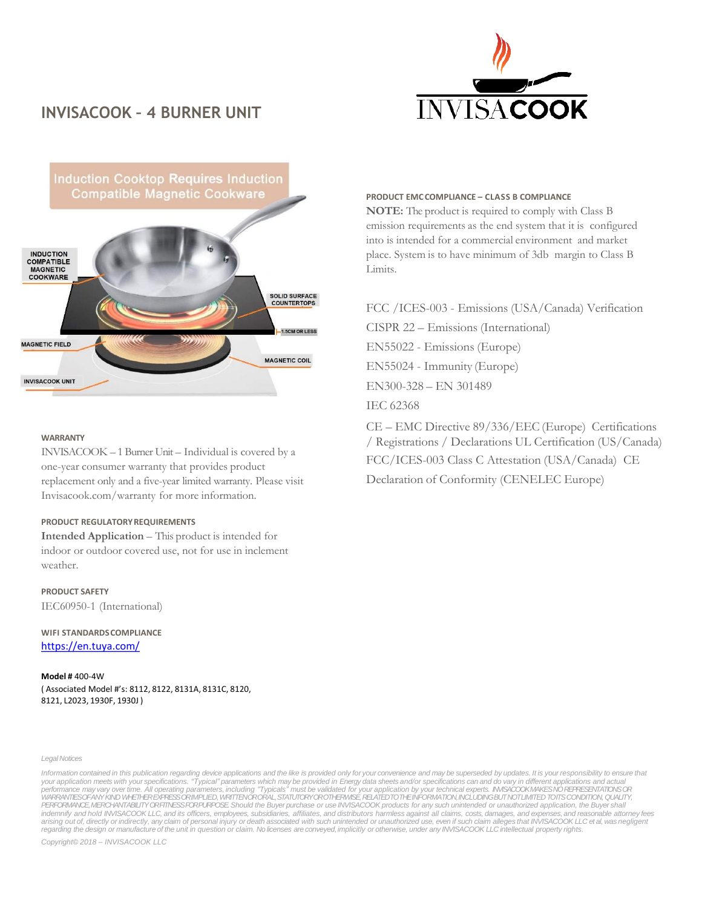## INVISACOOK – 4 BURNER UNIT

Induction Cooktop Requires Induction Compatible Magnetic Cookware

INDUCTION COMPATIBLE MAGNETIC COOKWARE

SOLID SURFACE COUNTERTOPS

1.5CM OR LESS

MAGNETIC FIELD

MAGNETIC COIL

INVISACOOK UNIT

#### WARRANTY

INVISACOOK – 1 Burner Unit – Individual is covered by a one-year consumer warranty that provides product replacement only and a five-year limited warranty. Please visit Invisacook.com/warranty for more information.

#### PRODUCT REGULATORY REQUIREMENTS

**Intended Application** – This product is intended for indoor or outdoor covered use, not for use in inclement weather.

#### PRODUCT SAFETY

IEC60950-1 (International)

#### WIFI STANDARDS COMPLIANCE

https://en.tuya.com/

**Model #** 400-4W
( Associated Model #'s: 8112, 8122, 8131A, 8131C, 8120, 8121, L2023, 1930F, 1930J )

#### PRODUCT EMC COMPLIANCE – CLASS B COMPLIANCE

**NOTE:** The product is required to comply with Class B emission requirements as the end system that it is configured into is intended for a commercial environment and market place. System is to have minimum of 3db margin to Class B Limits.

FCC /ICES-003 - Emissions (USA/Canada) Verification

CISPR 22 – Emissions (International)

EN55022 - Emissions (Europe)

EN55024 - Immunity (Europe)

EN300-328 – EN 301489

IEC 62368

CE – EMC Directive 89/336/EEC (Europe) Certifications / Registrations / Declarations UL Certification (US/Canada) FCC/ICES-003 Class C Attestation (USA/Canada) CE Declaration of Conformity (CENELEC Europe)

*Legal Notices*

*Information contained in this publication regarding device applications and the like is provided only for your convenience and may be superseded by updates. It is your responsibility to ensure that your application meets with your specifications. "Typical" parameters which may be provided in Energy data sheets and/or specifications can and do vary in different applications and actual performance may vary over time. All operating parameters, including "Typicals" must be validated for your application by your technical experts. INVISACOOK MAKES NO REPRESENTATIONS OR WARRANTIES OF ANY KIND WHETHER EXPRESS OR IMPLIED, WRITTEN OR ORAL, STATUTORY OR OTHERWISE, RELATED TO THE INFORMATION, INCLUDING BUT NOT LIMITED TO ITS CONDITION, QUALITY, PERFORMANCE, MERCHANTABILITY OR FITNESS FOR PURPOSE. Should the Buyer purchase or use INVISACOOK products for any such unintended or unauthorized application, the Buyer shall indemnify and hold INVISACOOK LLC, and its officers, employees, subsidiaries, affiliates, and distributors harmless against all claims, costs, damages, and expenses, and reasonable attorney fees arising out of, directly or indirectly, any claim of personal injury or death associated with such unintended or unauthorized use, even if such claim alleges that INVISACOOK LLC et al, was negligent regarding the design or manufacture of the unit in question or claim. No licenses are conveyed, implicitly or otherwise, under any INVISACOOK LLC intellectual property rights.*

*Copyright© 2018 – INVISACOOK LLC*